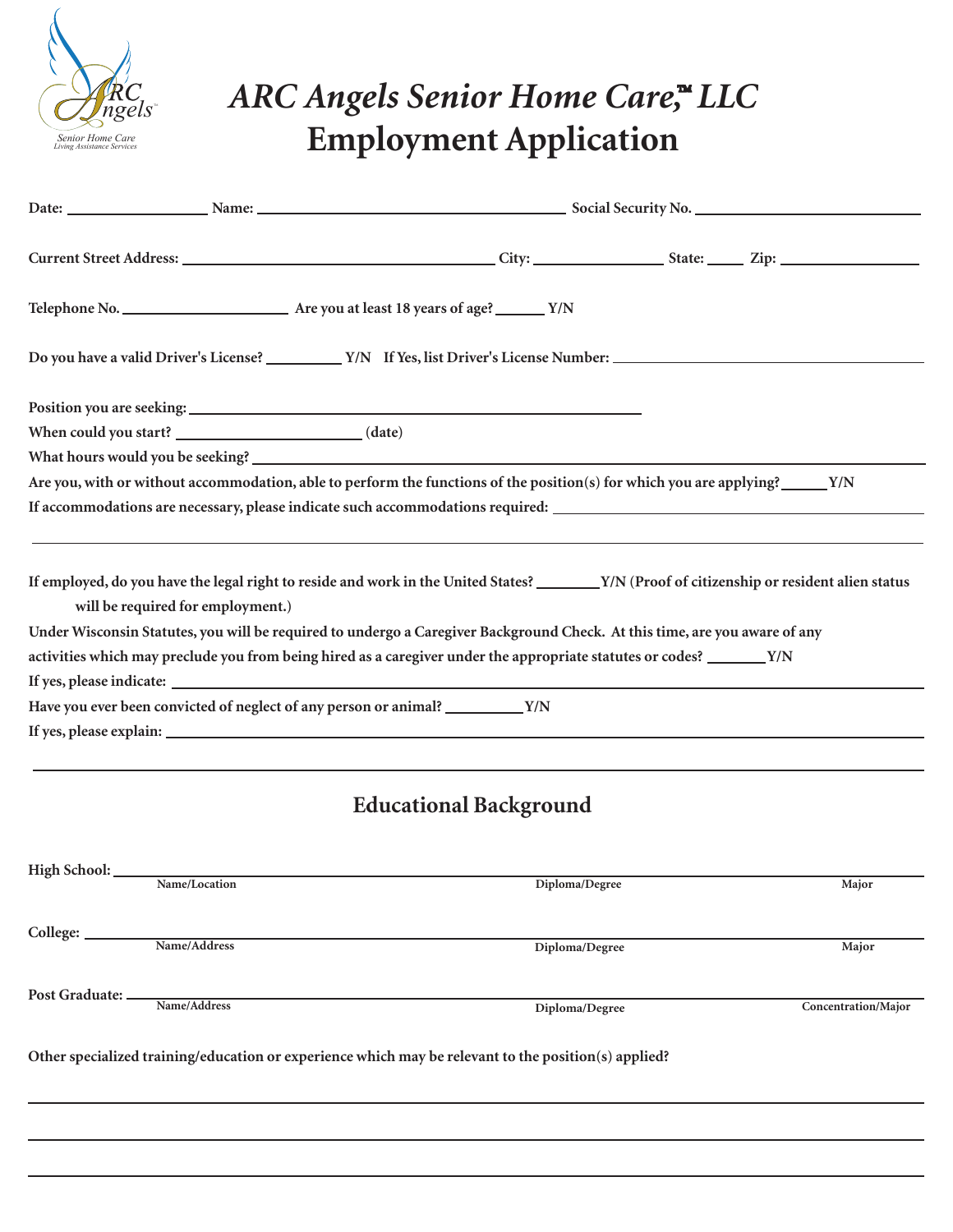# ARC Angels Senior Home Care,™ LLC
# Employment Application

**Date:** ______________ **Name:** ______________________________ **Social Security No.** ______________________

**Current Street Address:** ______________________________ **City:** ______________ **State:** ____ **Zip:** ______________

**Telephone No.** __________________ **Are you at least 18 years of age?** ______ **Y/N**

**Do you have a valid Driver's License?** ________ **Y/N If Yes, list Driver's License Number:** ______________________

**Position you are seeking:** ________________________________________

**When could you start?** ____________________ **(date)**

**What hours would you be seeking?** ________________________________________

**Are you, with or without accommodation, able to perform the functions of the position(s) for which you are applying?** _____ **Y/N**

**If accommodations are necessary, please indicate such accommodations required:** ______________________

______________________________________________________________________

**If employed, do you have the legal right to reside and work in the United States?** _______ **Y/N (Proof of citizenship or resident alien status will be required for employment.)**

**Under Wisconsin Statutes, you will be required to undergo a Caregiver Background Check. At this time, are you aware of any activities which may preclude you from being hired as a caregiver under the appropriate statutes or codes?** _______ **Y/N**

**If yes, please indicate:** ________________________________________

**Have you ever been convicted of neglect of any person or animal?** _________ **Y/N**

**If yes, please explain:** ________________________________________

______________________________________________________________________

## Educational Background

**High School:** ______________________________________________________________________
Name/Location — Diploma/Degree — Major

**College:** ______________________________________________________________________
Name/Address — Diploma/Degree — Major

**Post Graduate:** ______________________________________________________________________
Name/Address — Diploma/Degree — Concentration/Major

**Other specialized training/education or experience which may be relevant to the position(s) applied?**

______________________________________________________________________

______________________________________________________________________

______________________________________________________________________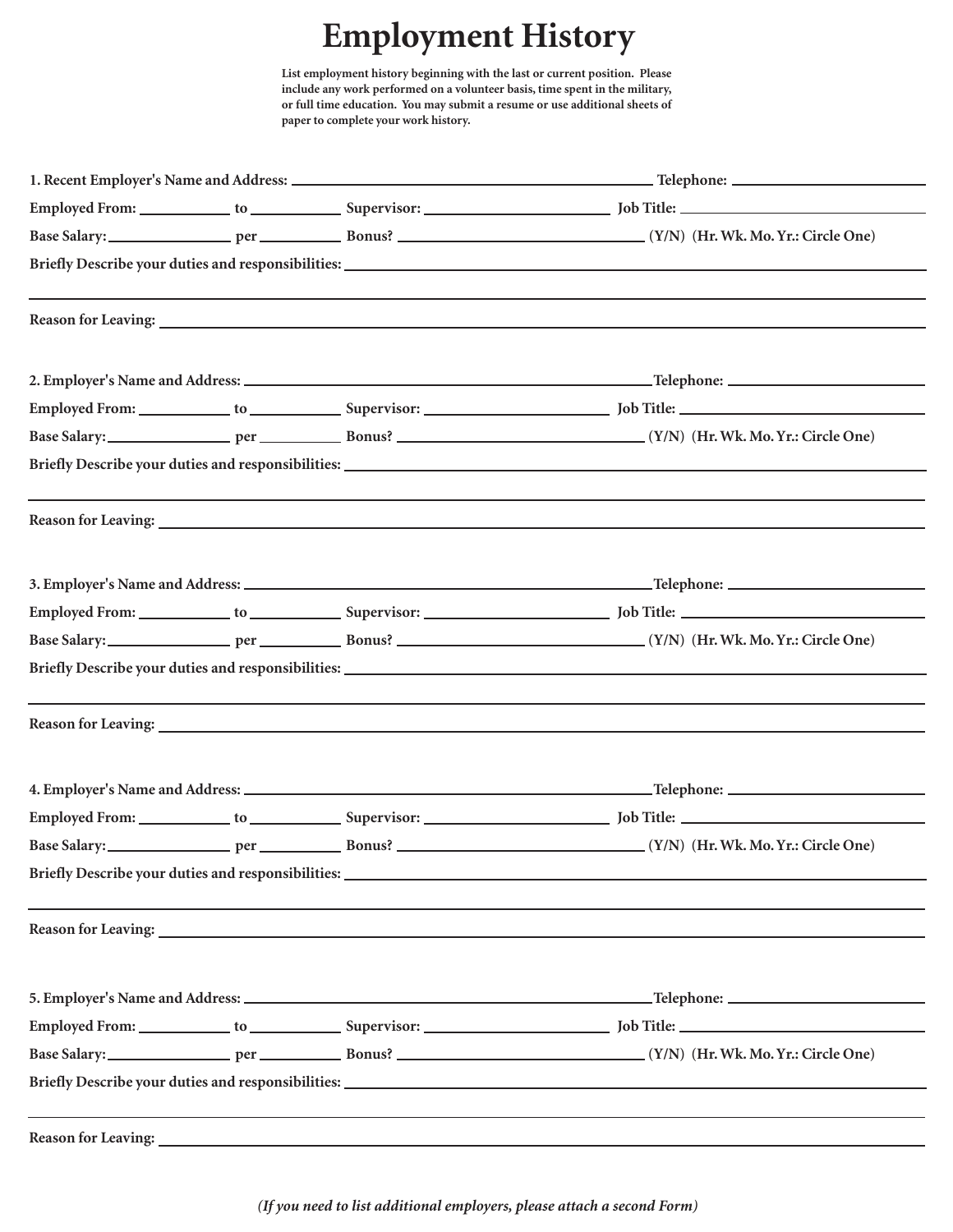# Employment History

**List employment history beginning with the last or current position. Please include any work performed on a volunteer basis, time spent in the military, or full time education. You may submit a resume or use additional sheets of paper to complete your work history.**

**1. Recent Employer's Name and Address:** ______________________________ **Telephone:** ______________

**Employed From:** __________ **to** __________ **Supervisor:** ______________ **Job Title:** ______________

**Base Salary:** __________ **per** __________ **Bonus?** ______________ **(Y/N) (Hr. Wk. Mo. Yr.: Circle One)**

**Briefly Describe your duties and responsibilities:** ______________________________

______________________________

**Reason for Leaving:** ______________________________

**2. Employer's Name and Address:** ______________________________ **Telephone:** ______________

**Employed From:** __________ **to** __________ **Supervisor:** ______________ **Job Title:** ______________

**Base Salary:** __________ **per** __________ **Bonus?** ______________ **(Y/N) (Hr. Wk. Mo. Yr.: Circle One)**

**Briefly Describe your duties and responsibilities:** ______________________________

______________________________

**Reason for Leaving:** ______________________________

**3. Employer's Name and Address:** ______________________________ **Telephone:** ______________

**Employed From:** __________ **to** __________ **Supervisor:** ______________ **Job Title:** ______________

**Base Salary:** __________ **per** __________ **Bonus?** ______________ **(Y/N) (Hr. Wk. Mo. Yr.: Circle One)**

**Briefly Describe your duties and responsibilities:** ______________________________

______________________________

**Reason for Leaving:** ______________________________

**4. Employer's Name and Address:** ______________________________ **Telephone:** ______________

**Employed From:** __________ **to** __________ **Supervisor:** ______________ **Job Title:** ______________

**Base Salary:** __________ **per** __________ **Bonus?** ______________ **(Y/N) (Hr. Wk. Mo. Yr.: Circle One)**

**Briefly Describe your duties and responsibilities:** ______________________________

______________________________

**Reason for Leaving:** ______________________________

**5. Employer's Name and Address:** ______________________________ **Telephone:** ______________

**Employed From:** __________ **to** __________ **Supervisor:** ______________ **Job Title:** ______________

**Base Salary:** __________ **per** __________ **Bonus?** ______________ **(Y/N) (Hr. Wk. Mo. Yr.: Circle One)**

**Briefly Describe your duties and responsibilities:** ______________________________

______________________________

**Reason for Leaving:** ______________________________

***(If you need to list additional employers, please attach a second Form)***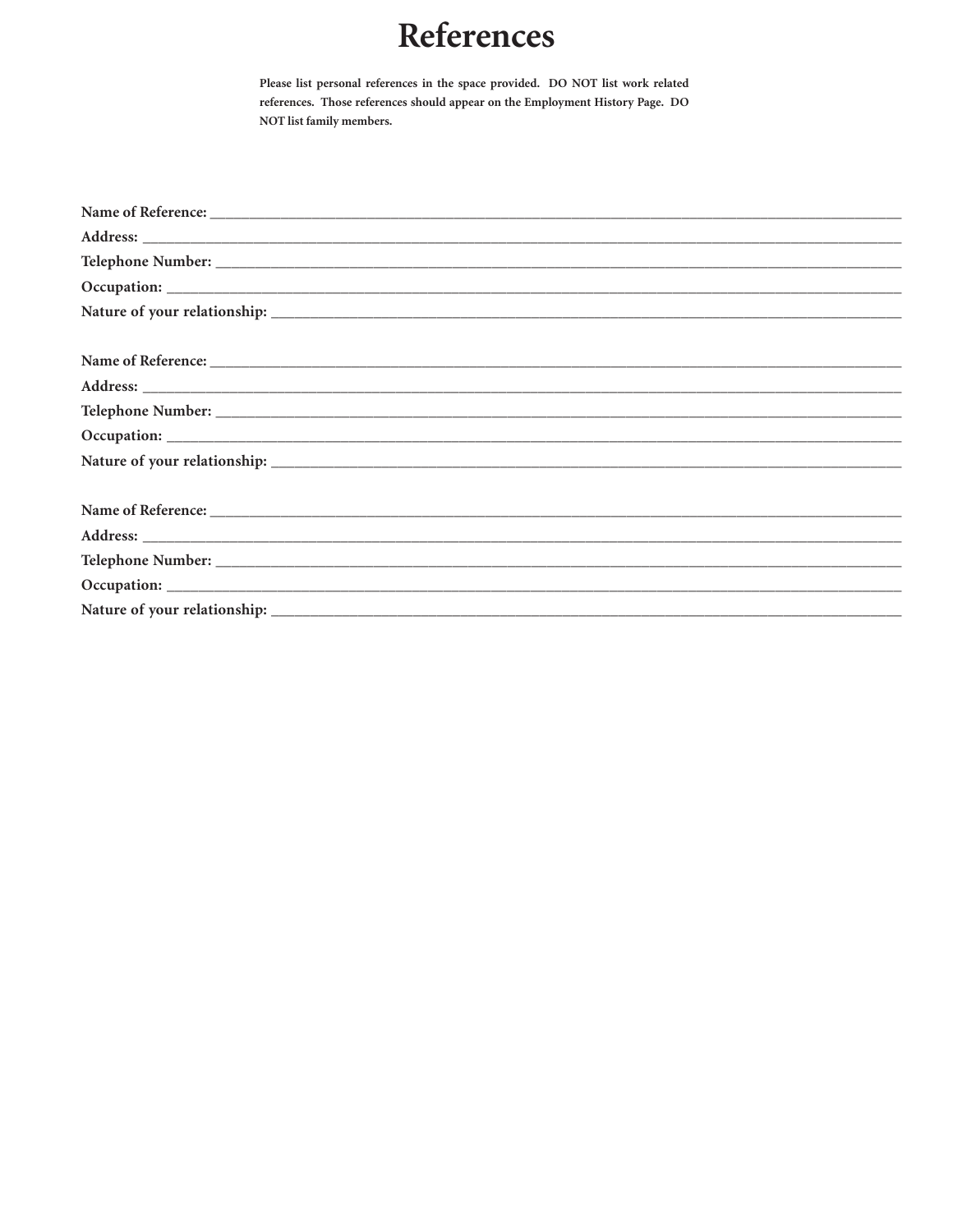# References

**Please list personal references in the space provided. DO NOT list work related references. Those references should appear on the Employment History Page. DO NOT list family members.**

**Name of Reference:** ________________________________________________

**Address:** ________________________________________________

**Telephone Number:** ________________________________________________

**Occupation:** ________________________________________________

**Nature of your relationship:** ________________________________________________

**Name of Reference:** ________________________________________________

**Address:** ________________________________________________

**Telephone Number:** ________________________________________________

**Occupation:** ________________________________________________

**Nature of your relationship:** ________________________________________________

**Name of Reference:** ________________________________________________

**Address:** ________________________________________________

**Telephone Number:** ________________________________________________

**Occupation:** ________________________________________________

**Nature of your relationship:** ________________________________________________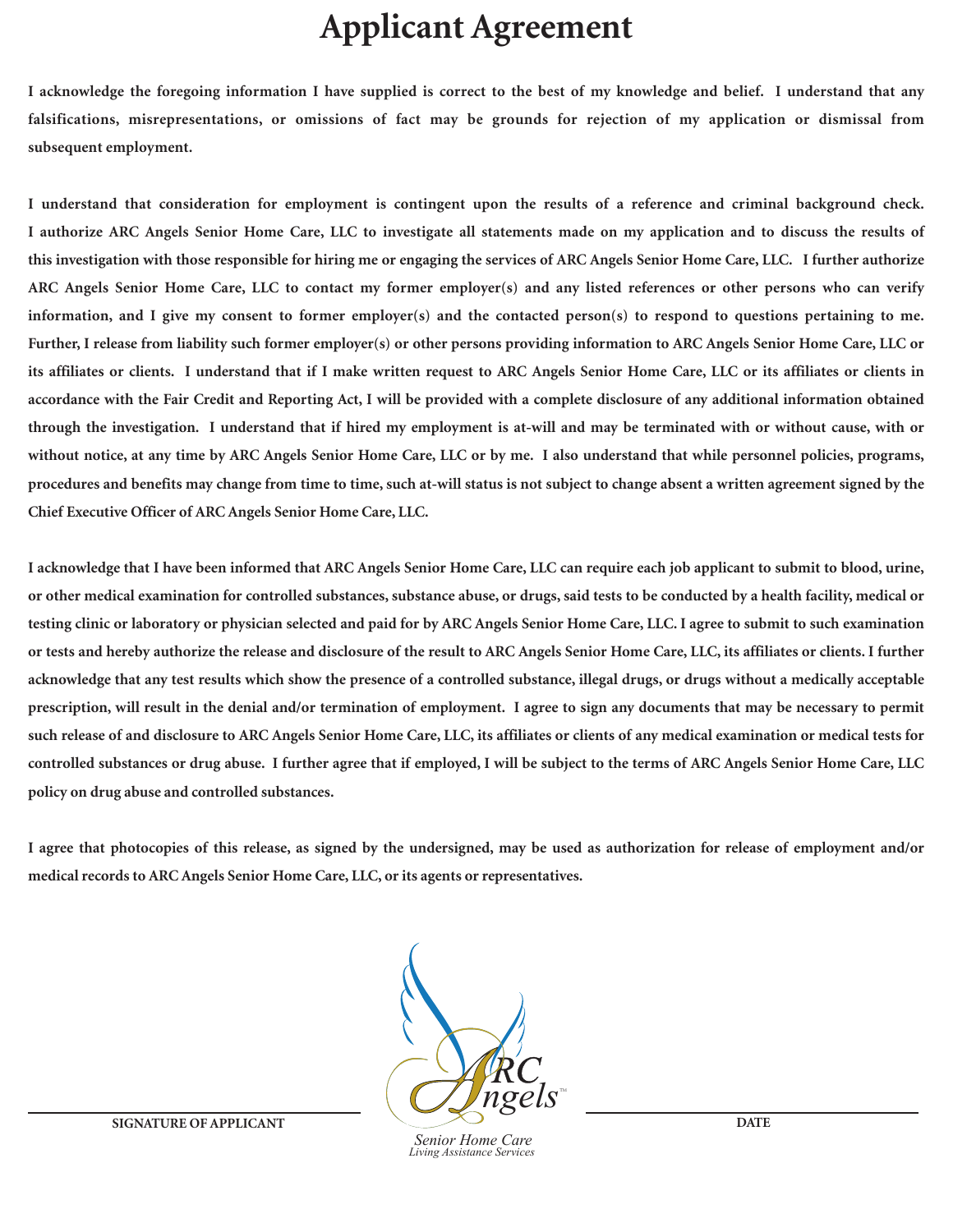# Applicant Agreement

**I acknowledge the foregoing information I have supplied is correct to the best of my knowledge and belief. I understand that any falsifications, misrepresentations, or omissions of fact may be grounds for rejection of my application or dismissal from subsequent employment.**

**I understand that consideration for employment is contingent upon the results of a reference and criminal background check. I authorize ARC Angels Senior Home Care, LLC to investigate all statements made on my application and to discuss the results of this investigation with those responsible for hiring me or engaging the services of ARC Angels Senior Home Care, LLC. I further authorize ARC Angels Senior Home Care, LLC to contact my former employer(s) and any listed references or other persons who can verify information, and I give my consent to former employer(s) and the contacted person(s) to respond to questions pertaining to me. Further, I release from liability such former employer(s) or other persons providing information to ARC Angels Senior Home Care, LLC or its affiliates or clients. I understand that if I make written request to ARC Angels Senior Home Care, LLC or its affiliates or clients in accordance with the Fair Credit and Reporting Act, I will be provided with a complete disclosure of any additional information obtained through the investigation. I understand that if hired my employment is at-will and may be terminated with or without cause, with or without notice, at any time by ARC Angels Senior Home Care, LLC or by me. I also understand that while personnel policies, programs, procedures and benefits may change from time to time, such at-will status is not subject to change absent a written agreement signed by the Chief Executive Officer of ARC Angels Senior Home Care, LLC.**

**I acknowledge that I have been informed that ARC Angels Senior Home Care, LLC can require each job applicant to submit to blood, urine, or other medical examination for controlled substances, substance abuse, or drugs, said tests to be conducted by a health facility, medical or testing clinic or laboratory or physician selected and paid for by ARC Angels Senior Home Care, LLC. I agree to submit to such examination or tests and hereby authorize the release and disclosure of the result to ARC Angels Senior Home Care, LLC, its affiliates or clients. I further acknowledge that any test results which show the presence of a controlled substance, illegal drugs, or drugs without a medically acceptable prescription, will result in the denial and/or termination of employment. I agree to sign any documents that may be necessary to permit such release of and disclosure to ARC Angels Senior Home Care, LLC, its affiliates or clients of any medical examination or medical tests for controlled substances or drug abuse. I further agree that if employed, I will be subject to the terms of ARC Angels Senior Home Care, LLC policy on drug abuse and controlled substances.**

**I agree that photocopies of this release, as signed by the undersigned, may be used as authorization for release of employment and/or medical records to ARC Angels Senior Home Care, LLC, or its agents or representatives.**

ARC Angels™
*Senior Home Care*
*Living Assistance Services*

______________________________ SIGNATURE OF APPLICANT

______________________________ DATE